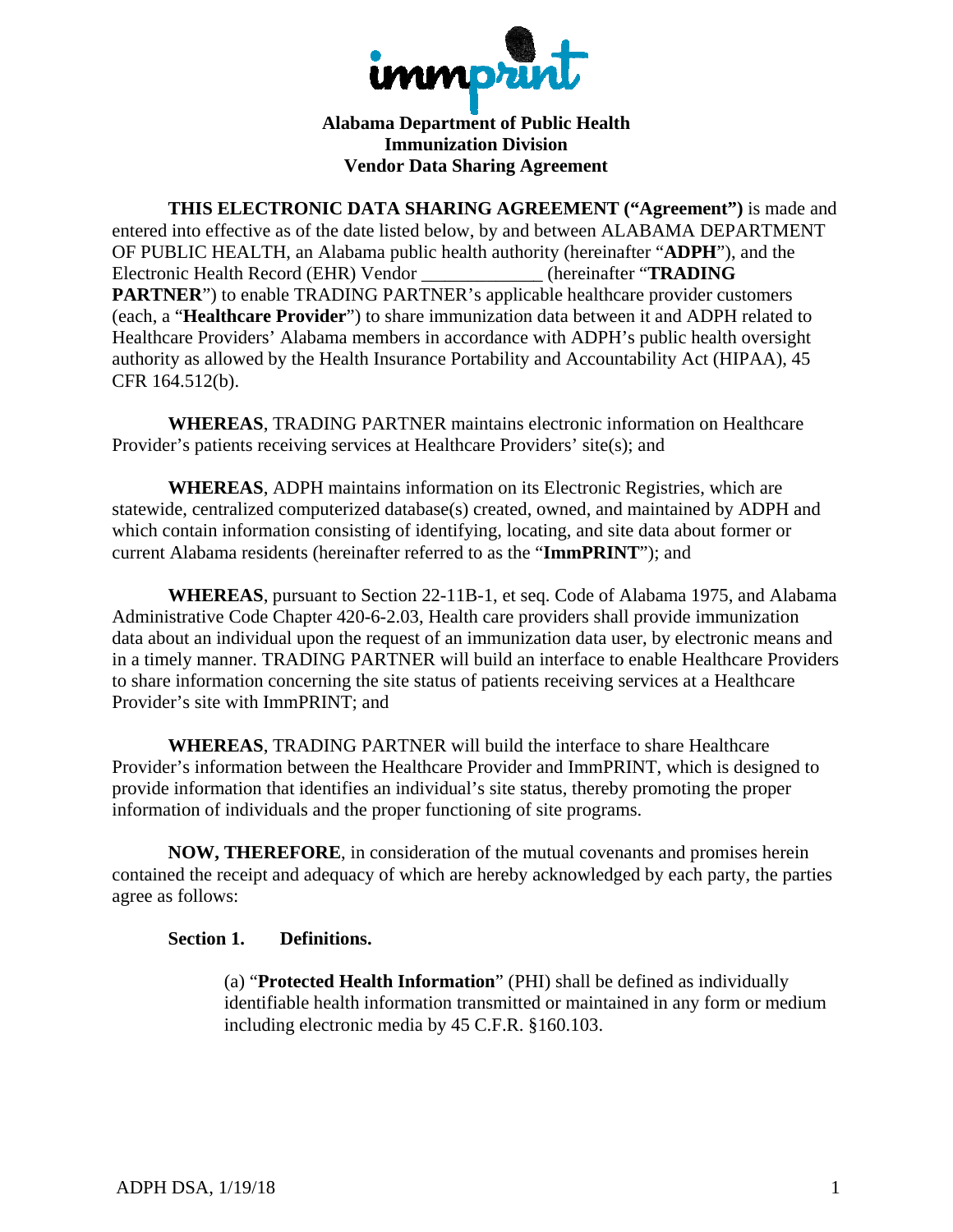immprint

**Alabama Department of Public Health**
**Immunization Division**
**Vendor Data Sharing Agreement**

**THIS ELECTRONIC DATA SHARING AGREEMENT ("Agreement")** is made and entered into effective as of the date listed below, by and between ALABAMA DEPARTMENT OF PUBLIC HEALTH, an Alabama public health authority (hereinafter "**ADPH**"), and the Electronic Health Record (EHR) Vendor _____________ (hereinafter "**TRADING PARTNER**") to enable TRADING PARTNER's applicable healthcare provider customers (each, a "**Healthcare Provider**") to share immunization data between it and ADPH related to Healthcare Providers' Alabama members in accordance with ADPH's public health oversight authority as allowed by the Health Insurance Portability and Accountability Act (HIPAA), 45 CFR 164.512(b).

**WHEREAS**, TRADING PARTNER maintains electronic information on Healthcare Provider's patients receiving services at Healthcare Providers' site(s); and

**WHEREAS**, ADPH maintains information on its Electronic Registries, which are statewide, centralized computerized database(s) created, owned, and maintained by ADPH and which contain information consisting of identifying, locating, and site data about former or current Alabama residents (hereinafter referred to as the "**ImmPRINT**"); and

**WHEREAS**, pursuant to Section 22-11B-1, et seq. Code of Alabama 1975, and Alabama Administrative Code Chapter 420-6-2.03, Health care providers shall provide immunization data about an individual upon the request of an immunization data user, by electronic means and in a timely manner. TRADING PARTNER will build an interface to enable Healthcare Providers to share information concerning the site status of patients receiving services at a Healthcare Provider's site with ImmPRINT; and

**WHEREAS**, TRADING PARTNER will build the interface to share Healthcare Provider's information between the Healthcare Provider and ImmPRINT, which is designed to provide information that identifies an individual's site status, thereby promoting the proper information of individuals and the proper functioning of site programs.

**NOW, THEREFORE**, in consideration of the mutual covenants and promises herein contained the receipt and adequacy of which are hereby acknowledged by each party, the parties agree as follows:

**Section 1. Definitions.**

(a) "**Protected Health Information**" (PHI) shall be defined as individually identifiable health information transmitted or maintained in any form or medium including electronic media by 45 C.F.R. §160.103.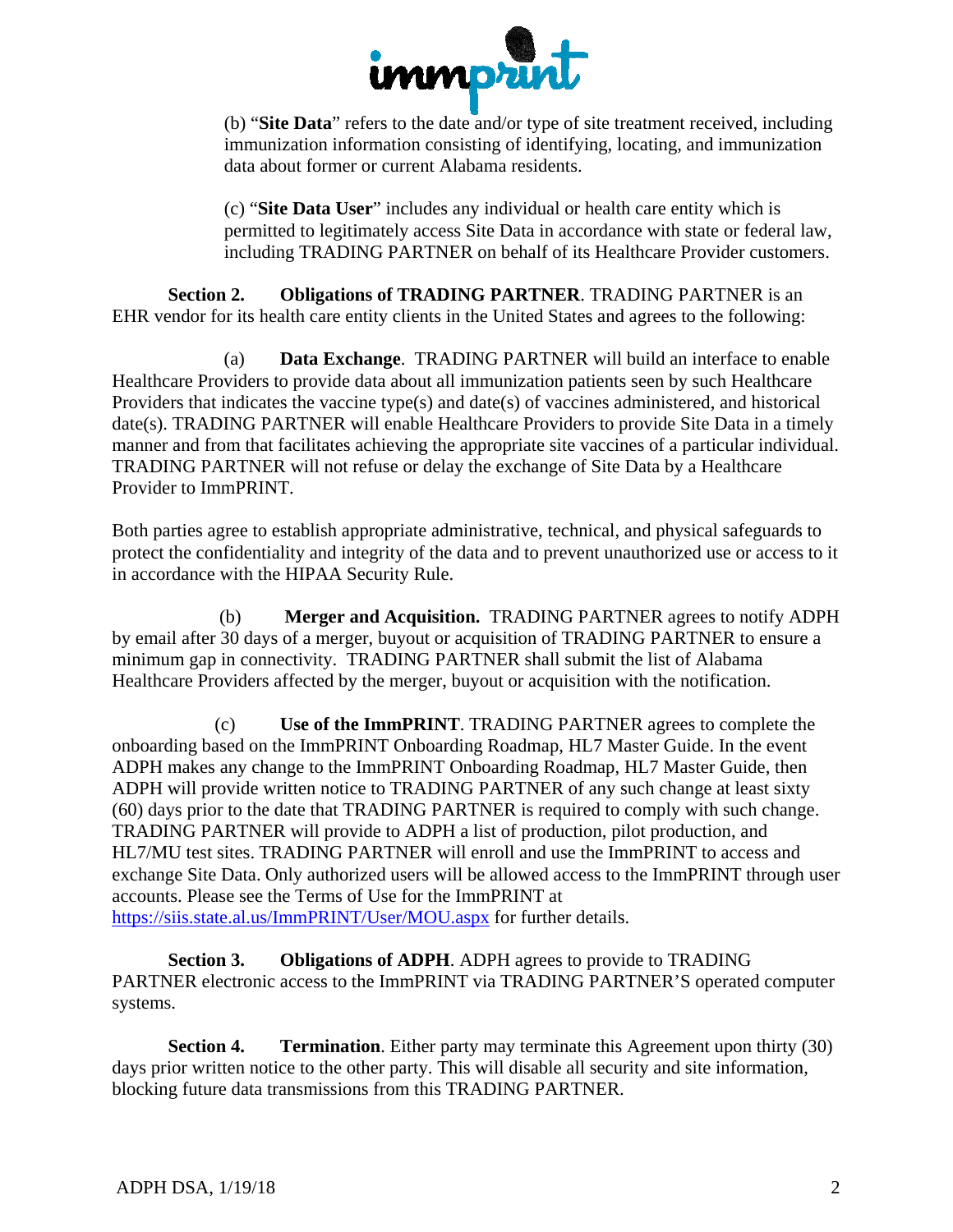(b) "**Site Data**" refers to the date and/or type of site treatment received, including immunization information consisting of identifying, locating, and immunization data about former or current Alabama residents.

(c) "**Site Data User**" includes any individual or health care entity which is permitted to legitimately access Site Data in accordance with state or federal law, including TRADING PARTNER on behalf of its Healthcare Provider customers.

**Section 2. Obligations of TRADING PARTNER**. TRADING PARTNER is an EHR vendor for its health care entity clients in the United States and agrees to the following:

(a) **Data Exchange**. TRADING PARTNER will build an interface to enable Healthcare Providers to provide data about all immunization patients seen by such Healthcare Providers that indicates the vaccine type(s) and date(s) of vaccines administered, and historical date(s). TRADING PARTNER will enable Healthcare Providers to provide Site Data in a timely manner and from that facilitates achieving the appropriate site vaccines of a particular individual. TRADING PARTNER will not refuse or delay the exchange of Site Data by a Healthcare Provider to ImmPRINT.

Both parties agree to establish appropriate administrative, technical, and physical safeguards to protect the confidentiality and integrity of the data and to prevent unauthorized use or access to it in accordance with the HIPAA Security Rule.

(b) **Merger and Acquisition.** TRADING PARTNER agrees to notify ADPH by email after 30 days of a merger, buyout or acquisition of TRADING PARTNER to ensure a minimum gap in connectivity. TRADING PARTNER shall submit the list of Alabama Healthcare Providers affected by the merger, buyout or acquisition with the notification.

(c) **Use of the ImmPRINT**. TRADING PARTNER agrees to complete the onboarding based on the ImmPRINT Onboarding Roadmap, HL7 Master Guide. In the event ADPH makes any change to the ImmPRINT Onboarding Roadmap, HL7 Master Guide, then ADPH will provide written notice to TRADING PARTNER of any such change at least sixty (60) days prior to the date that TRADING PARTNER is required to comply with such change. TRADING PARTNER will provide to ADPH a list of production, pilot production, and HL7/MU test sites. TRADING PARTNER will enroll and use the ImmPRINT to access and exchange Site Data. Only authorized users will be allowed access to the ImmPRINT through user accounts. Please see the Terms of Use for the ImmPRINT at https://siis.state.al.us/ImmPRINT/User/MOU.aspx for further details.

**Section 3. Obligations of ADPH**. ADPH agrees to provide to TRADING PARTNER electronic access to the ImmPRINT via TRADING PARTNER'S operated computer systems.

**Section 4. Termination**. Either party may terminate this Agreement upon thirty (30) days prior written notice to the other party. This will disable all security and site information, blocking future data transmissions from this TRADING PARTNER.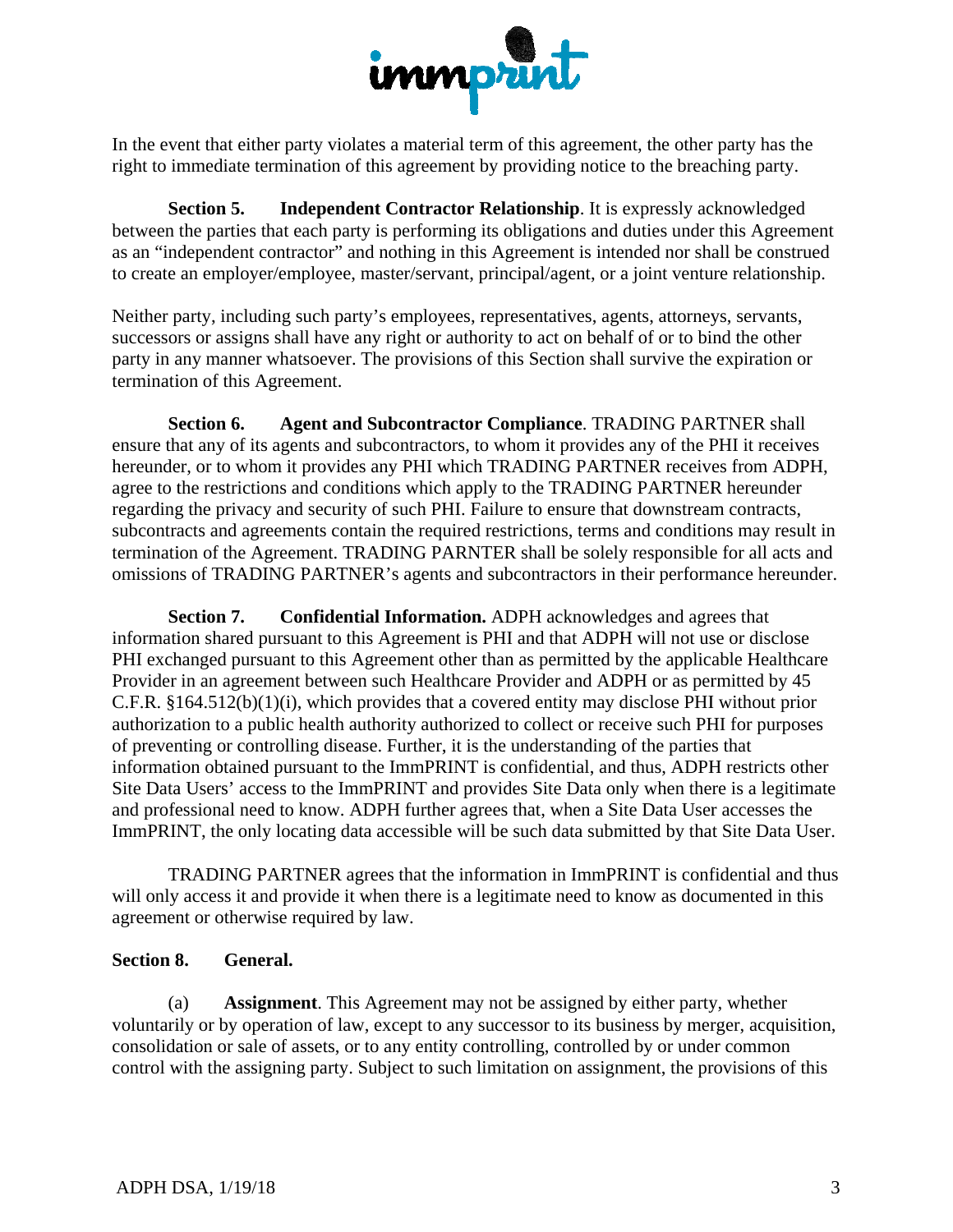In the event that either party violates a material term of this agreement, the other party has the right to immediate termination of this agreement by providing notice to the breaching party.

**Section 5. Independent Contractor Relationship**. It is expressly acknowledged between the parties that each party is performing its obligations and duties under this Agreement as an "independent contractor" and nothing in this Agreement is intended nor shall be construed to create an employer/employee, master/servant, principal/agent, or a joint venture relationship.

Neither party, including such party's employees, representatives, agents, attorneys, servants, successors or assigns shall have any right or authority to act on behalf of or to bind the other party in any manner whatsoever. The provisions of this Section shall survive the expiration or termination of this Agreement.

**Section 6. Agent and Subcontractor Compliance**. TRADING PARTNER shall ensure that any of its agents and subcontractors, to whom it provides any of the PHI it receives hereunder, or to whom it provides any PHI which TRADING PARTNER receives from ADPH, agree to the restrictions and conditions which apply to the TRADING PARTNER hereunder regarding the privacy and security of such PHI. Failure to ensure that downstream contracts, subcontracts and agreements contain the required restrictions, terms and conditions may result in termination of the Agreement. TRADING PARNTER shall be solely responsible for all acts and omissions of TRADING PARTNER's agents and subcontractors in their performance hereunder.

**Section 7. Confidential Information.** ADPH acknowledges and agrees that information shared pursuant to this Agreement is PHI and that ADPH will not use or disclose PHI exchanged pursuant to this Agreement other than as permitted by the applicable Healthcare Provider in an agreement between such Healthcare Provider and ADPH or as permitted by 45 C.F.R. §164.512(b)(1)(i), which provides that a covered entity may disclose PHI without prior authorization to a public health authority authorized to collect or receive such PHI for purposes of preventing or controlling disease. Further, it is the understanding of the parties that information obtained pursuant to the ImmPRINT is confidential, and thus, ADPH restricts other Site Data Users' access to the ImmPRINT and provides Site Data only when there is a legitimate and professional need to know. ADPH further agrees that, when a Site Data User accesses the ImmPRINT, the only locating data accessible will be such data submitted by that Site Data User.

TRADING PARTNER agrees that the information in ImmPRINT is confidential and thus will only access it and provide it when there is a legitimate need to know as documented in this agreement or otherwise required by law.

**Section 8. General.**

(a) **Assignment**. This Agreement may not be assigned by either party, whether voluntarily or by operation of law, except to any successor to its business by merger, acquisition, consolidation or sale of assets, or to any entity controlling, controlled by or under common control with the assigning party. Subject to such limitation on assignment, the provisions of this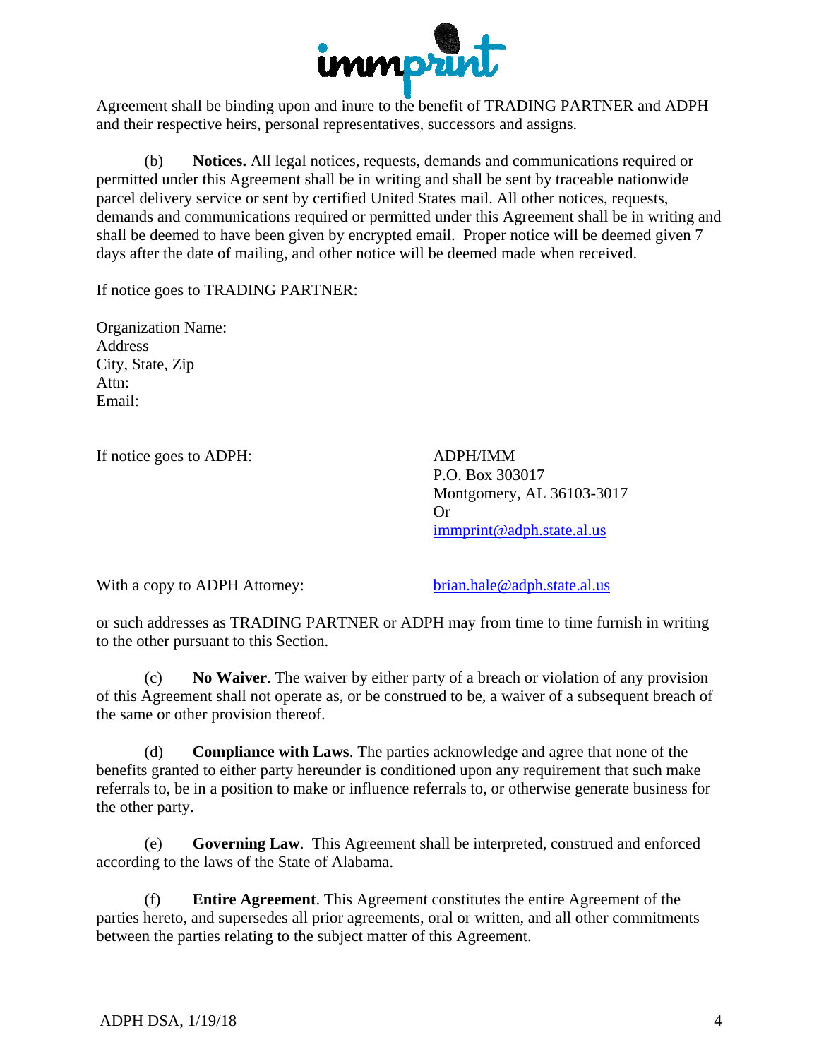Agreement shall be binding upon and inure to the benefit of TRADING PARTNER and ADPH and their respective heirs, personal representatives, successors and assigns.

(b) **Notices.** All legal notices, requests, demands and communications required or permitted under this Agreement shall be in writing and shall be sent by traceable nationwide parcel delivery service or sent by certified United States mail. All other notices, requests, demands and communications required or permitted under this Agreement shall be in writing and shall be deemed to have been given by encrypted email. Proper notice will be deemed given 7 days after the date of mailing, and other notice will be deemed made when received.

If notice goes to TRADING PARTNER:

Organization Name:
Address
City, State, Zip
Attn:
Email:

If notice goes to ADPH:

ADPH/IMM
P.O. Box 303017
Montgomery, AL 36103-3017
Or
immprint@adph.state.al.us

With a copy to ADPH Attorney: brian.hale@adph.state.al.us

or such addresses as TRADING PARTNER or ADPH may from time to time furnish in writing to the other pursuant to this Section.

(c) **No Waiver**. The waiver by either party of a breach or violation of any provision of this Agreement shall not operate as, or be construed to be, a waiver of a subsequent breach of the same or other provision thereof.

(d) **Compliance with Laws**. The parties acknowledge and agree that none of the benefits granted to either party hereunder is conditioned upon any requirement that such make referrals to, be in a position to make or influence referrals to, or otherwise generate business for the other party.

(e) **Governing Law**. This Agreement shall be interpreted, construed and enforced according to the laws of the State of Alabama.

(f) **Entire Agreement**. This Agreement constitutes the entire Agreement of the parties hereto, and supersedes all prior agreements, oral or written, and all other commitments between the parties relating to the subject matter of this Agreement.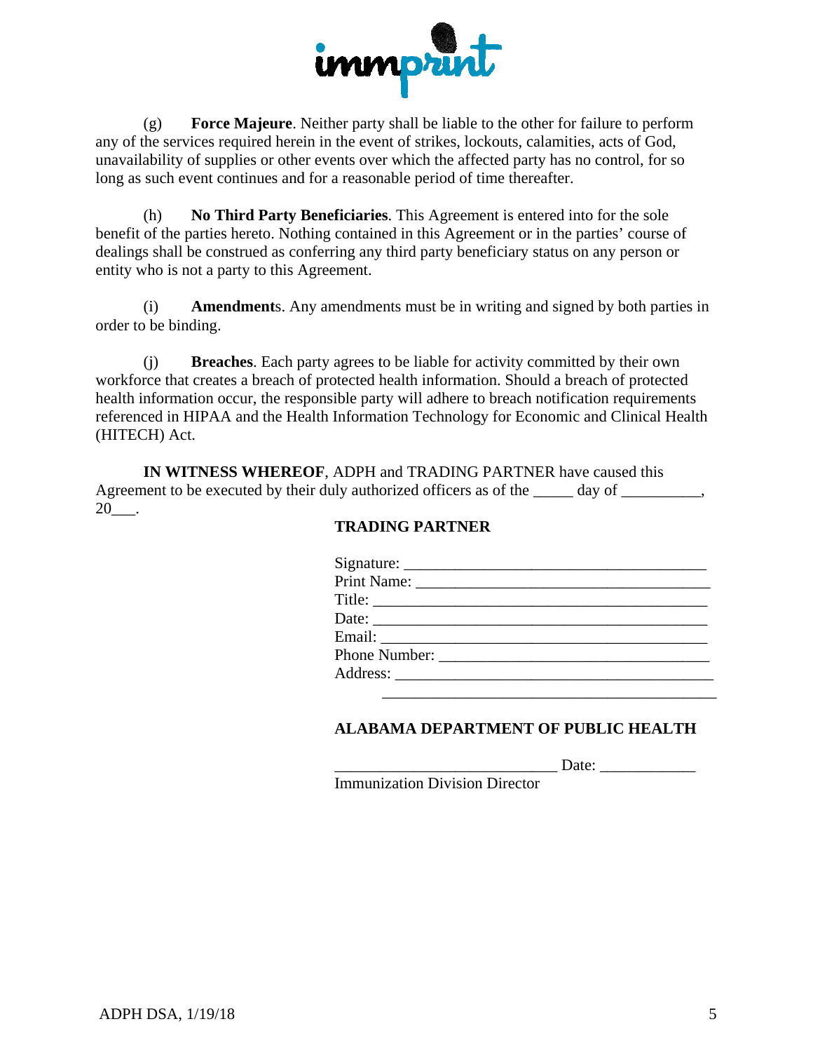(g) **Force Majeure**. Neither party shall be liable to the other for failure to perform any of the services required herein in the event of strikes, lockouts, calamities, acts of God, unavailability of supplies or other events over which the affected party has no control, for so long as such event continues and for a reasonable period of time thereafter.

(h) **No Third Party Beneficiaries**. This Agreement is entered into for the sole benefit of the parties hereto. Nothing contained in this Agreement or in the parties' course of dealings shall be construed as conferring any third party beneficiary status on any person or entity who is not a party to this Agreement.

(i) **Amendment**s. Any amendments must be in writing and signed by both parties in order to be binding.

(j) **Breaches**. Each party agrees to be liable for activity committed by their own workforce that creates a breach of protected health information. Should a breach of protected health information occur, the responsible party will adhere to breach notification requirements referenced in HIPAA and the Health Information Technology for Economic and Clinical Health (HITECH) Act.

**IN WITNESS WHEREOF**, ADPH and TRADING PARTNER have caused this Agreement to be executed by their duly authorized officers as of the _____ day of __________, 20___.

**TRADING PARTNER**

Signature: ______________________________________
Print Name: _____________________________________
Title: __________________________________________
Date: __________________________________________
Email: _________________________________________
Phone Number: __________________________________
Address: _______________________________________
__________________________________________

**ALABAMA DEPARTMENT OF PUBLIC HEALTH**

____________________________ Date: ____________
Immunization Division Director

ADPH DSA, 1/19/18